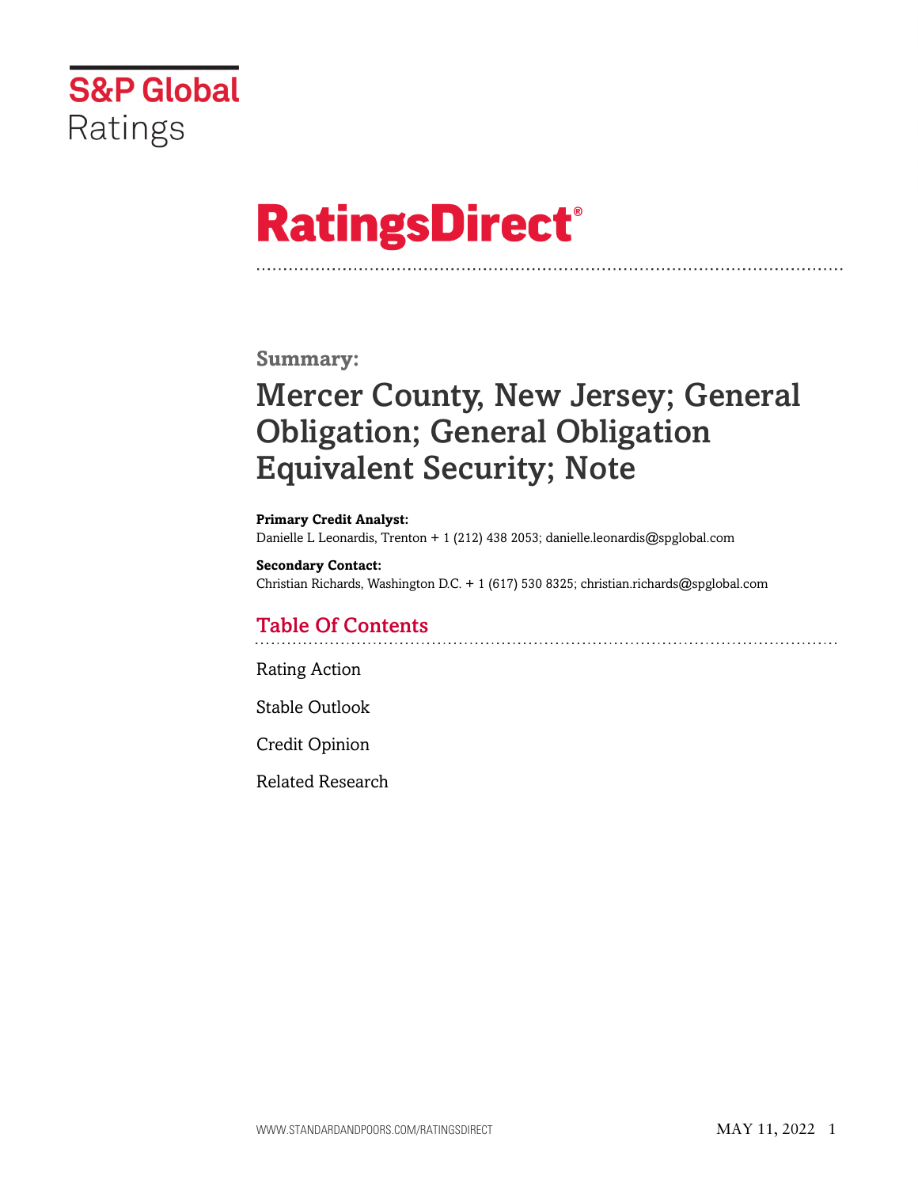S&P Global Ratings

# RatingsDirect®

## Summary:

# Mercer County, New Jersey; General Obligation; General Obligation Equivalent Security; Note

**Primary Credit Analyst:**
Danielle L Leonardis, Trenton + 1 (212) 438 2053; danielle.leonardis@spglobal.com

**Secondary Contact:**
Christian Richards, Washington D.C. + 1 (617) 530 8325; christian.richards@spglobal.com

## Table Of Contents

Rating Action

Stable Outlook

Credit Opinion

Related Research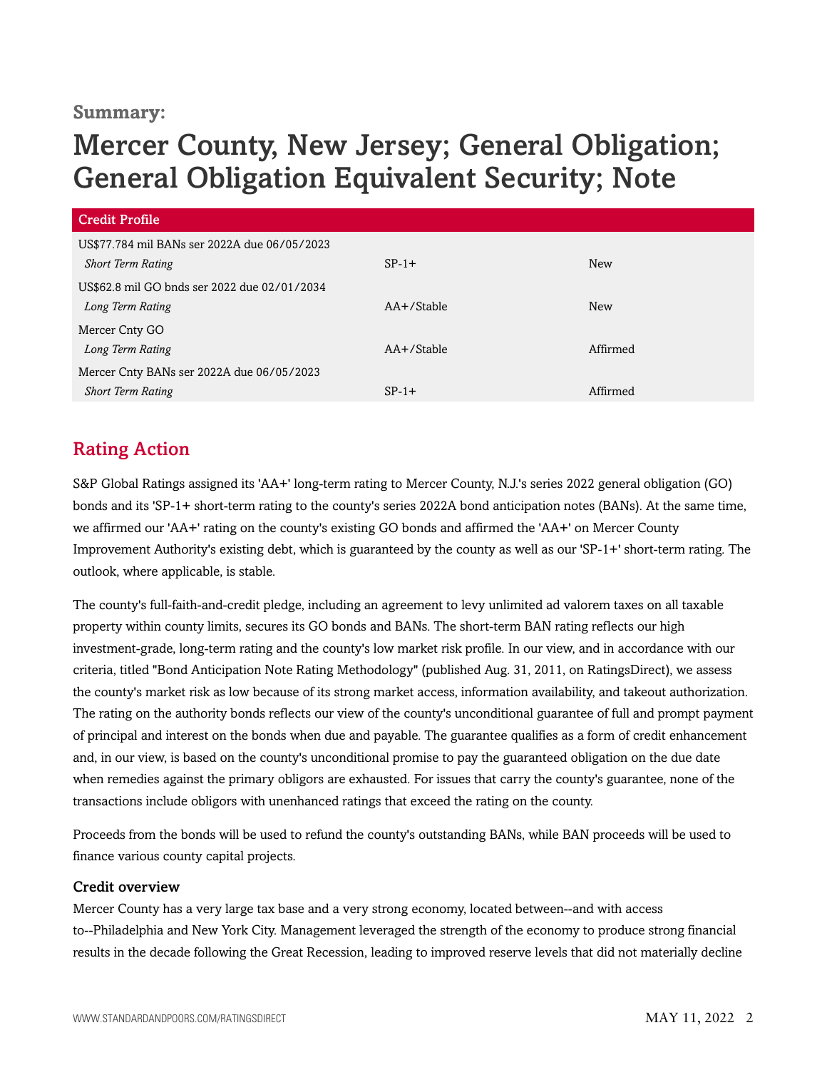**Summary:**

# Mercer County, New Jersey; General Obligation; General Obligation Equivalent Security; Note

| Credit Profile | | |
|---|---|---|
| US$77.784 mil BANs ser 2022A due 06/05/2023 | | |
| *Short Term Rating* | SP-1+ | New |
| US$62.8 mil GO bnds ser 2022 due 02/01/2034 | | |
| *Long Term Rating* | AA+/Stable | New |
| Mercer Cnty GO | | |
| *Long Term Rating* | AA+/Stable | Affirmed |
| Mercer Cnty BANs ser 2022A due 06/05/2023 | | |
| *Short Term Rating* | SP-1+ | Affirmed |

## Rating Action

S&P Global Ratings assigned its 'AA+' long-term rating to Mercer County, N.J.'s series 2022 general obligation (GO) bonds and its 'SP-1+ short-term rating to the county's series 2022A bond anticipation notes (BANs). At the same time, we affirmed our 'AA+' rating on the county's existing GO bonds and affirmed the 'AA+' on Mercer County Improvement Authority's existing debt, which is guaranteed by the county as well as our 'SP-1+' short-term rating. The outlook, where applicable, is stable.

The county's full-faith-and-credit pledge, including an agreement to levy unlimited ad valorem taxes on all taxable property within county limits, secures its GO bonds and BANs. The short-term BAN rating reflects our high investment-grade, long-term rating and the county's low market risk profile. In our view, and in accordance with our criteria, titled "Bond Anticipation Note Rating Methodology" (published Aug. 31, 2011, on RatingsDirect), we assess the county's market risk as low because of its strong market access, information availability, and takeout authorization. The rating on the authority bonds reflects our view of the county's unconditional guarantee of full and prompt payment of principal and interest on the bonds when due and payable. The guarantee qualifies as a form of credit enhancement and, in our view, is based on the county's unconditional promise to pay the guaranteed obligation on the due date when remedies against the primary obligors are exhausted. For issues that carry the county's guarantee, none of the transactions include obligors with unenhanced ratings that exceed the rating on the county.

Proceeds from the bonds will be used to refund the county's outstanding BANs, while BAN proceeds will be used to finance various county capital projects.

### Credit overview

Mercer County has a very large tax base and a very strong economy, located between--and with access to--Philadelphia and New York City. Management leveraged the strength of the economy to produce strong financial results in the decade following the Great Recession, leading to improved reserve levels that did not materially decline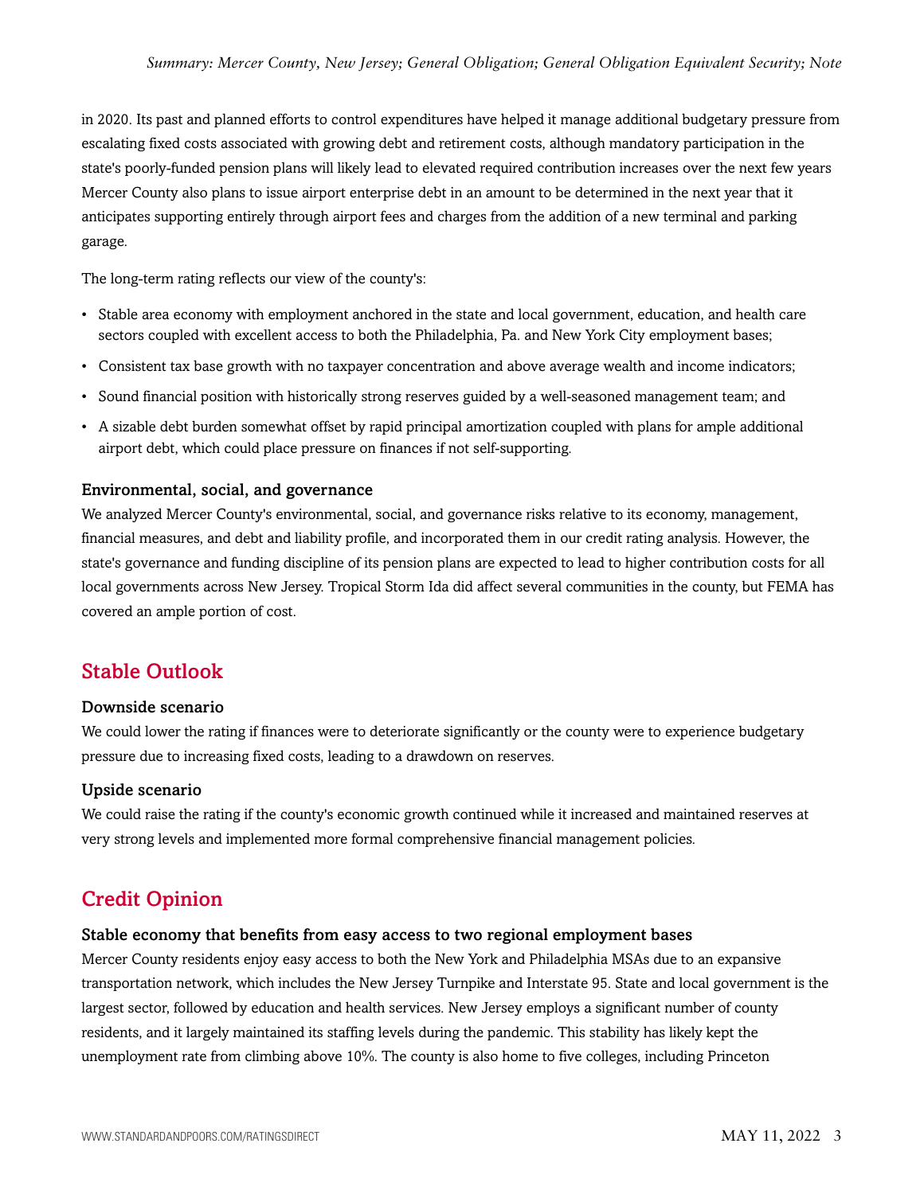in 2020. Its past and planned efforts to control expenditures have helped it manage additional budgetary pressure from escalating fixed costs associated with growing debt and retirement costs, although mandatory participation in the state's poorly-funded pension plans will likely lead to elevated required contribution increases over the next few years Mercer County also plans to issue airport enterprise debt in an amount to be determined in the next year that it anticipates supporting entirely through airport fees and charges from the addition of a new terminal and parking garage.

The long-term rating reflects our view of the county's:

- Stable area economy with employment anchored in the state and local government, education, and health care sectors coupled with excellent access to both the Philadelphia, Pa. and New York City employment bases;
- Consistent tax base growth with no taxpayer concentration and above average wealth and income indicators;
- Sound financial position with historically strong reserves guided by a well-seasoned management team; and
- A sizable debt burden somewhat offset by rapid principal amortization coupled with plans for ample additional airport debt, which could place pressure on finances if not self-supporting.

### Environmental, social, and governance

We analyzed Mercer County's environmental, social, and governance risks relative to its economy, management, financial measures, and debt and liability profile, and incorporated them in our credit rating analysis. However, the state's governance and funding discipline of its pension plans are expected to lead to higher contribution costs for all local governments across New Jersey. Tropical Storm Ida did affect several communities in the county, but FEMA has covered an ample portion of cost.

## Stable Outlook

### Downside scenario

We could lower the rating if finances were to deteriorate significantly or the county were to experience budgetary pressure due to increasing fixed costs, leading to a drawdown on reserves.

### Upside scenario

We could raise the rating if the county's economic growth continued while it increased and maintained reserves at very strong levels and implemented more formal comprehensive financial management policies.

## Credit Opinion

### Stable economy that benefits from easy access to two regional employment bases

Mercer County residents enjoy easy access to both the New York and Philadelphia MSAs due to an expansive transportation network, which includes the New Jersey Turnpike and Interstate 95. State and local government is the largest sector, followed by education and health services. New Jersey employs a significant number of county residents, and it largely maintained its staffing levels during the pandemic. This stability has likely kept the unemployment rate from climbing above 10%. The county is also home to five colleges, including Princeton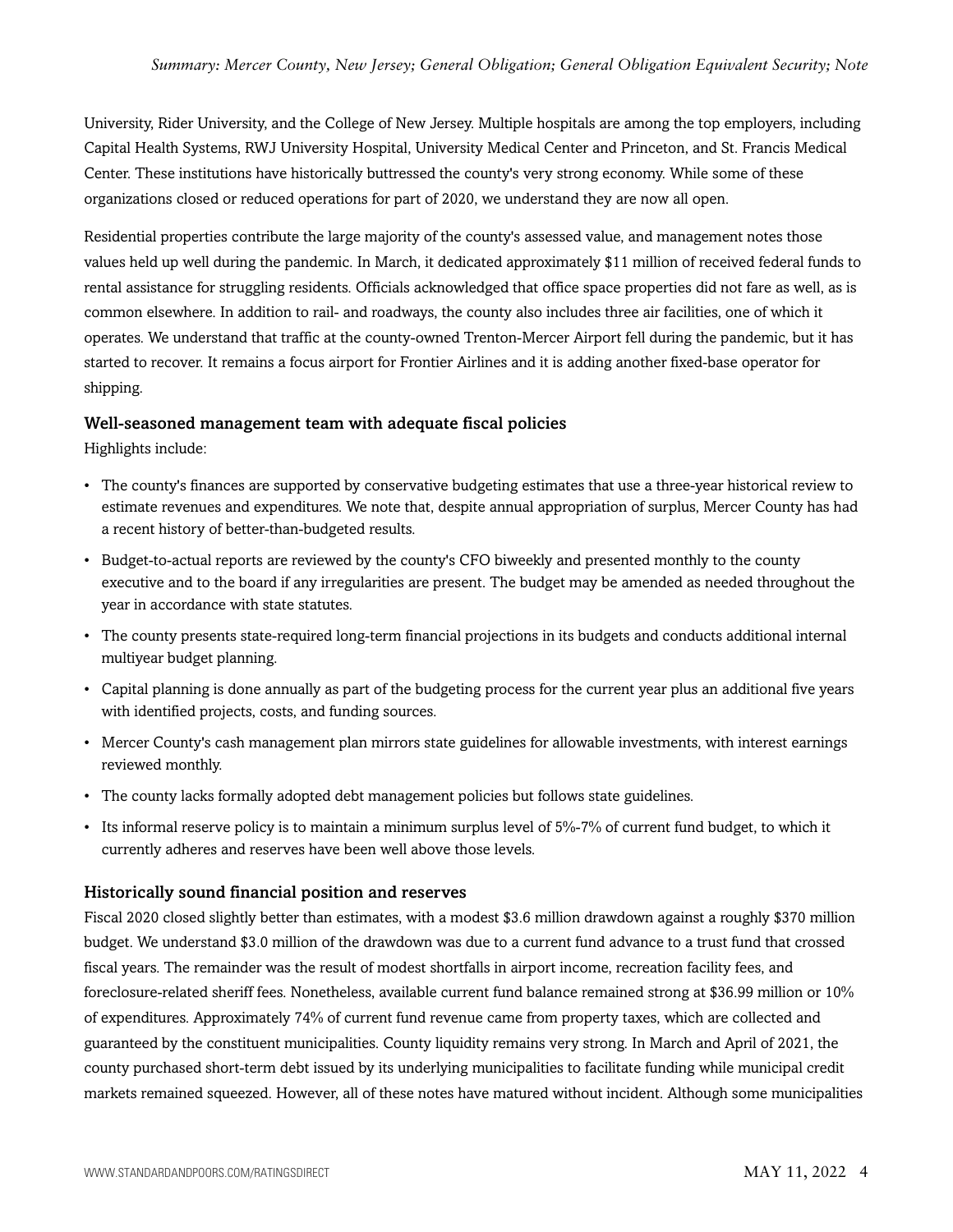University, Rider University, and the College of New Jersey. Multiple hospitals are among the top employers, including Capital Health Systems, RWJ University Hospital, University Medical Center and Princeton, and St. Francis Medical Center. These institutions have historically buttressed the county's very strong economy. While some of these organizations closed or reduced operations for part of 2020, we understand they are now all open.

Residential properties contribute the large majority of the county's assessed value, and management notes those values held up well during the pandemic. In March, it dedicated approximately $11 million of received federal funds to rental assistance for struggling residents. Officials acknowledged that office space properties did not fare as well, as is common elsewhere. In addition to rail- and roadways, the county also includes three air facilities, one of which it operates. We understand that traffic at the county-owned Trenton-Mercer Airport fell during the pandemic, but it has started to recover. It remains a focus airport for Frontier Airlines and it is adding another fixed-base operator for shipping.

### Well-seasoned management team with adequate fiscal policies

Highlights include:

- The county's finances are supported by conservative budgeting estimates that use a three-year historical review to estimate revenues and expenditures. We note that, despite annual appropriation of surplus, Mercer County has had a recent history of better-than-budgeted results.
- Budget-to-actual reports are reviewed by the county's CFO biweekly and presented monthly to the county executive and to the board if any irregularities are present. The budget may be amended as needed throughout the year in accordance with state statutes.
- The county presents state-required long-term financial projections in its budgets and conducts additional internal multiyear budget planning.
- Capital planning is done annually as part of the budgeting process for the current year plus an additional five years with identified projects, costs, and funding sources.
- Mercer County's cash management plan mirrors state guidelines for allowable investments, with interest earnings reviewed monthly.
- The county lacks formally adopted debt management policies but follows state guidelines.
- Its informal reserve policy is to maintain a minimum surplus level of 5%-7% of current fund budget, to which it currently adheres and reserves have been well above those levels.

### Historically sound financial position and reserves

Fiscal 2020 closed slightly better than estimates, with a modest $3.6 million drawdown against a roughly $370 million budget. We understand $3.0 million of the drawdown was due to a current fund advance to a trust fund that crossed fiscal years. The remainder was the result of modest shortfalls in airport income, recreation facility fees, and foreclosure-related sheriff fees. Nonetheless, available current fund balance remained strong at $36.99 million or 10% of expenditures. Approximately 74% of current fund revenue came from property taxes, which are collected and guaranteed by the constituent municipalities. County liquidity remains very strong. In March and April of 2021, the county purchased short-term debt issued by its underlying municipalities to facilitate funding while municipal credit markets remained squeezed. However, all of these notes have matured without incident. Although some municipalities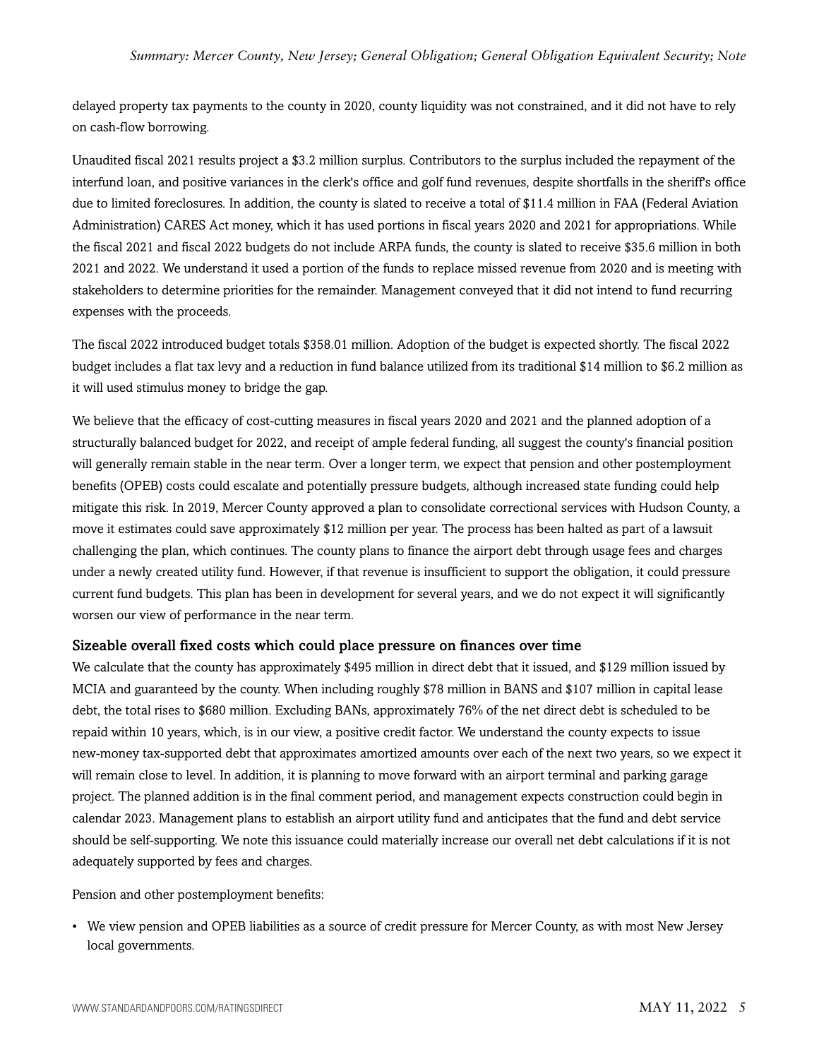delayed property tax payments to the county in 2020, county liquidity was not constrained, and it did not have to rely on cash-flow borrowing.

Unaudited fiscal 2021 results project a $3.2 million surplus. Contributors to the surplus included the repayment of the interfund loan, and positive variances in the clerk's office and golf fund revenues, despite shortfalls in the sheriff's office due to limited foreclosures. In addition, the county is slated to receive a total of $11.4 million in FAA (Federal Aviation Administration) CARES Act money, which it has used portions in fiscal years 2020 and 2021 for appropriations. While the fiscal 2021 and fiscal 2022 budgets do not include ARPA funds, the county is slated to receive $35.6 million in both 2021 and 2022. We understand it used a portion of the funds to replace missed revenue from 2020 and is meeting with stakeholders to determine priorities for the remainder. Management conveyed that it did not intend to fund recurring expenses with the proceeds.

The fiscal 2022 introduced budget totals $358.01 million. Adoption of the budget is expected shortly. The fiscal 2022 budget includes a flat tax levy and a reduction in fund balance utilized from its traditional $14 million to $6.2 million as it will used stimulus money to bridge the gap.

We believe that the efficacy of cost-cutting measures in fiscal years 2020 and 2021 and the planned adoption of a structurally balanced budget for 2022, and receipt of ample federal funding, all suggest the county's financial position will generally remain stable in the near term. Over a longer term, we expect that pension and other postemployment benefits (OPEB) costs could escalate and potentially pressure budgets, although increased state funding could help mitigate this risk. In 2019, Mercer County approved a plan to consolidate correctional services with Hudson County, a move it estimates could save approximately $12 million per year. The process has been halted as part of a lawsuit challenging the plan, which continues. The county plans to finance the airport debt through usage fees and charges under a newly created utility fund. However, if that revenue is insufficient to support the obligation, it could pressure current fund budgets. This plan has been in development for several years, and we do not expect it will significantly worsen our view of performance in the near term.

### Sizeable overall fixed costs which could place pressure on finances over time

We calculate that the county has approximately $495 million in direct debt that it issued, and $129 million issued by MCIA and guaranteed by the county. When including roughly $78 million in BANS and $107 million in capital lease debt, the total rises to $680 million. Excluding BANs, approximately 76% of the net direct debt is scheduled to be repaid within 10 years, which, is in our view, a positive credit factor. We understand the county expects to issue new-money tax-supported debt that approximates amortized amounts over each of the next two years, so we expect it will remain close to level. In addition, it is planning to move forward with an airport terminal and parking garage project. The planned addition is in the final comment period, and management expects construction could begin in calendar 2023. Management plans to establish an airport utility fund and anticipates that the fund and debt service should be self-supporting. We note this issuance could materially increase our overall net debt calculations if it is not adequately supported by fees and charges.

Pension and other postemployment benefits:

- We view pension and OPEB liabilities as a source of credit pressure for Mercer County, as with most New Jersey local governments.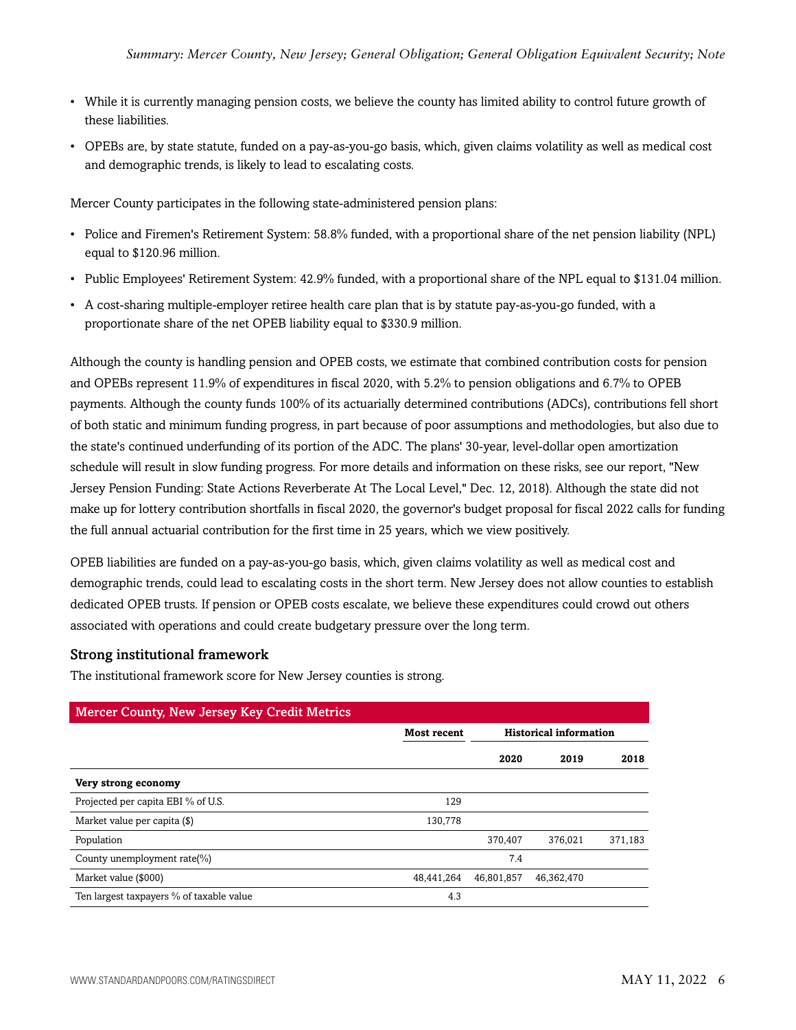- While it is currently managing pension costs, we believe the county has limited ability to control future growth of these liabilities.
- OPEBs are, by state statute, funded on a pay-as-you-go basis, which, given claims volatility as well as medical cost and demographic trends, is likely to lead to escalating costs.

Mercer County participates in the following state-administered pension plans:

- Police and Firemen's Retirement System: 58.8% funded, with a proportional share of the net pension liability (NPL) equal to $120.96 million.
- Public Employees' Retirement System: 42.9% funded, with a proportional share of the NPL equal to $131.04 million.
- A cost-sharing multiple-employer retiree health care plan that is by statute pay-as-you-go funded, with a proportionate share of the net OPEB liability equal to $330.9 million.

Although the county is handling pension and OPEB costs, we estimate that combined contribution costs for pension and OPEBs represent 11.9% of expenditures in fiscal 2020, with 5.2% to pension obligations and 6.7% to OPEB payments. Although the county funds 100% of its actuarially determined contributions (ADCs), contributions fell short of both static and minimum funding progress, in part because of poor assumptions and methodologies, but also due to the state's continued underfunding of its portion of the ADC. The plans' 30-year, level-dollar open amortization schedule will result in slow funding progress. For more details and information on these risks, see our report, "New Jersey Pension Funding: State Actions Reverberate At The Local Level," Dec. 12, 2018). Although the state did not make up for lottery contribution shortfalls in fiscal 2020, the governor's budget proposal for fiscal 2022 calls for funding the full annual actuarial contribution for the first time in 25 years, which we view positively.

OPEB liabilities are funded on a pay-as-you-go basis, which, given claims volatility as well as medical cost and demographic trends, could lead to escalating costs in the short term. New Jersey does not allow counties to establish dedicated OPEB trusts. If pension or OPEB costs escalate, we believe these expenditures could crowd out others associated with operations and could create budgetary pressure over the long term.

### Strong institutional framework

The institutional framework score for New Jersey counties is strong.

**Mercer County, New Jersey Key Credit Metrics**

| | Most recent | Historical information | | |
|---|---|---|---|---|
| | | 2020 | 2019 | 2018 |
| **Very strong economy** | | | | |
| Projected per capita EBI % of U.S. | 129 | | | |
| Market value per capita ($) | 130,778 | | | |
| Population | | 370,407 | 376,021 | 371,183 |
| County unemployment rate(%) | | 7.4 | | |
| Market value ($000) | 48,441,264 | 46,801,857 | 46,362,470 | |
| Ten largest taxpayers % of taxable value | 4.3 | | | |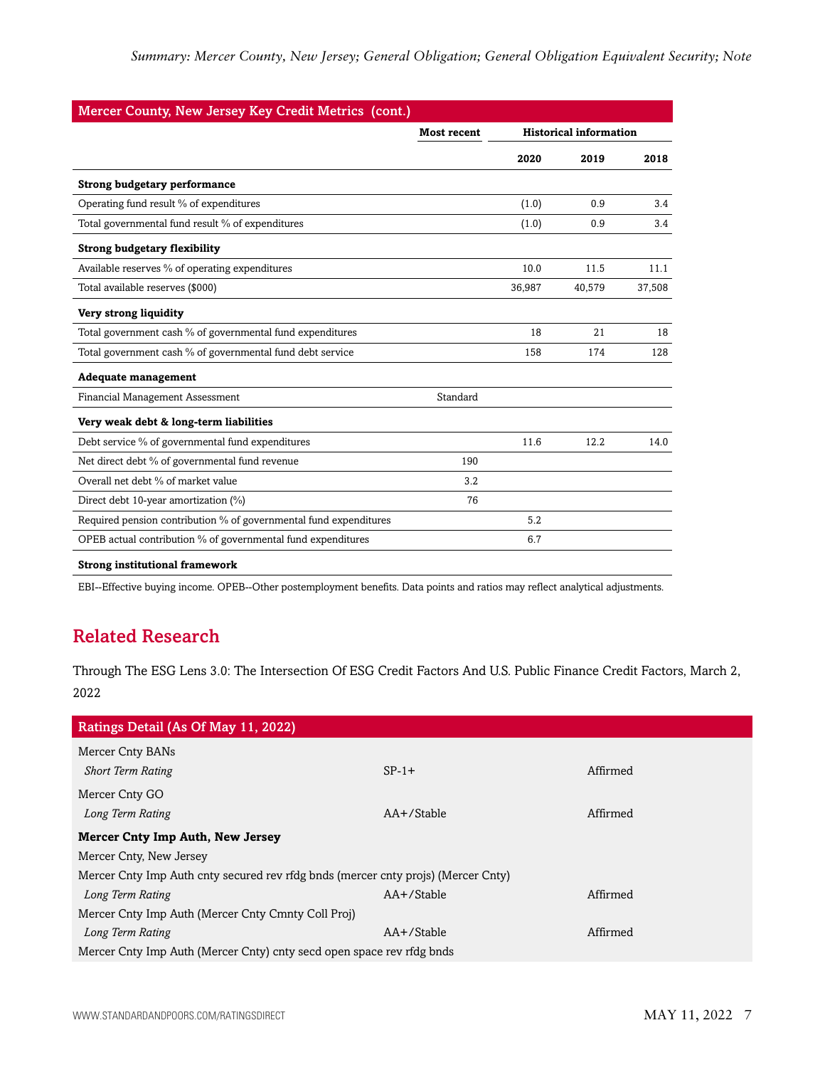| Mercer County, New Jersey Key Credit Metrics (cont.) | | | | |
|---|---|---|---|---|
| | Most recent | Historical information | | |
| | | 2020 | 2019 | 2018 |
| **Strong budgetary performance** | | | | |
| Operating fund result % of expenditures | | (1.0) | 0.9 | 3.4 |
| Total governmental fund result % of expenditures | | (1.0) | 0.9 | 3.4 |
| **Strong budgetary flexibility** | | | | |
| Available reserves % of operating expenditures | | 10.0 | 11.5 | 11.1 |
| Total available reserves ($000) | | 36,987 | 40,579 | 37,508 |
| **Very strong liquidity** | | | | |
| Total government cash % of governmental fund expenditures | | 18 | 21 | 18 |
| Total government cash % of governmental fund debt service | | 158 | 174 | 128 |
| **Adequate management** | | | | |
| Financial Management Assessment | Standard | | | |
| **Very weak debt & long-term liabilities** | | | | |
| Debt service % of governmental fund expenditures | | 11.6 | 12.2 | 14.0 |
| Net direct debt % of governmental fund revenue | 190 | | | |
| Overall net debt % of market value | 3.2 | | | |
| Direct debt 10-year amortization (%) | 76 | | | |
| Required pension contribution % of governmental fund expenditures | | 5.2 | | |
| OPEB actual contribution % of governmental fund expenditures | | 6.7 | | |
| **Strong institutional framework** | | | | |

EBI--Effective buying income. OPEB--Other postemployment benefits. Data points and ratios may reflect analytical adjustments.

## Related Research

Through The ESG Lens 3.0: The Intersection Of ESG Credit Factors And U.S. Public Finance Credit Factors, March 2, 2022

| Ratings Detail (As Of May 11, 2022) | | |
|---|---|---|
| Mercer Cnty BANs | | |
| *Short Term Rating* | SP-1+ | Affirmed |
| Mercer Cnty GO | | |
| *Long Term Rating* | AA+/Stable | Affirmed |
| **Mercer Cnty Imp Auth, New Jersey** | | |
| Mercer Cnty, New Jersey | | |
| Mercer Cnty Imp Auth cnty secured rev rfdg bnds (mercer cnty projs) (Mercer Cnty) | | |
| *Long Term Rating* | AA+/Stable | Affirmed |
| Mercer Cnty Imp Auth (Mercer Cnty Cmnty Coll Proj) | | |
| *Long Term Rating* | AA+/Stable | Affirmed |
| Mercer Cnty Imp Auth (Mercer Cnty) cnty secd open space rev rfdg bnds | | |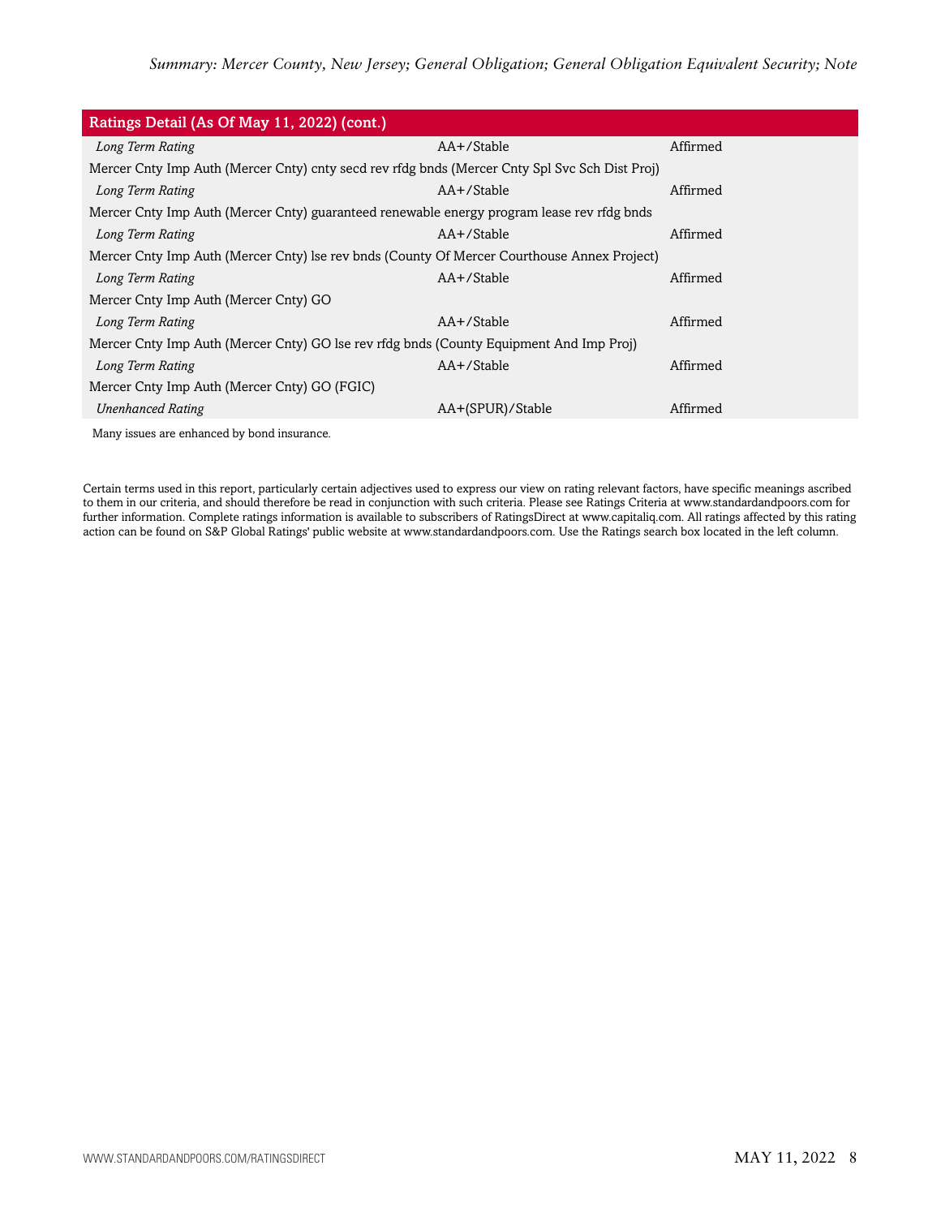| Ratings Detail (As Of May 11, 2022) (cont.) | | |
|---|---|---|
| *Long Term Rating* | AA+/Stable | Affirmed |
| Mercer Cnty Imp Auth (Mercer Cnty) cnty secd rev rfdg bnds (Mercer Cnty Spl Svc Sch Dist Proj) | | |
| *Long Term Rating* | AA+/Stable | Affirmed |
| Mercer Cnty Imp Auth (Mercer Cnty) guaranteed renewable energy program lease rev rfdg bnds | | |
| *Long Term Rating* | AA+/Stable | Affirmed |
| Mercer Cnty Imp Auth (Mercer Cnty) lse rev bnds (County Of Mercer Courthouse Annex Project) | | |
| *Long Term Rating* | AA+/Stable | Affirmed |
| Mercer Cnty Imp Auth (Mercer Cnty) GO | | |
| *Long Term Rating* | AA+/Stable | Affirmed |
| Mercer Cnty Imp Auth (Mercer Cnty) GO lse rev rfdg bnds (County Equipment And Imp Proj) | | |
| *Long Term Rating* | AA+/Stable | Affirmed |
| Mercer Cnty Imp Auth (Mercer Cnty) GO (FGIC) | | |
| *Unenhanced Rating* | AA+(SPUR)/Stable | Affirmed |

Many issues are enhanced by bond insurance.

Certain terms used in this report, particularly certain adjectives used to express our view on rating relevant factors, have specific meanings ascribed to them in our criteria, and should therefore be read in conjunction with such criteria. Please see Ratings Criteria at www.standardandpoors.com for further information. Complete ratings information is available to subscribers of RatingsDirect at www.capitaliq.com. All ratings affected by this rating action can be found on S&P Global Ratings' public website at www.standardandpoors.com. Use the Ratings search box located in the left column.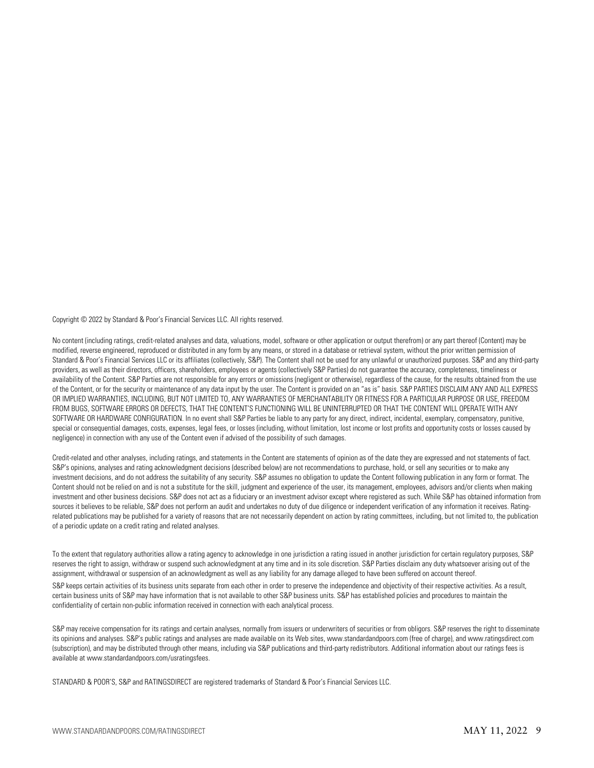Copyright © 2022 by Standard & Poor's Financial Services LLC. All rights reserved.

No content (including ratings, credit-related analyses and data, valuations, model, software or other application or output therefrom) or any part thereof (Content) may be modified, reverse engineered, reproduced or distributed in any form by any means, or stored in a database or retrieval system, without the prior written permission of Standard & Poor's Financial Services LLC or its affiliates (collectively, S&P). The Content shall not be used for any unlawful or unauthorized purposes. S&P and any third-party providers, as well as their directors, officers, shareholders, employees or agents (collectively S&P Parties) do not guarantee the accuracy, completeness, timeliness or availability of the Content. S&P Parties are not responsible for any errors or omissions (negligent or otherwise), regardless of the cause, for the results obtained from the use of the Content, or for the security or maintenance of any data input by the user. The Content is provided on an "as is" basis. S&P PARTIES DISCLAIM ANY AND ALL EXPRESS OR IMPLIED WARRANTIES, INCLUDING, BUT NOT LIMITED TO, ANY WARRANTIES OF MERCHANTABILITY OR FITNESS FOR A PARTICULAR PURPOSE OR USE, FREEDOM FROM BUGS, SOFTWARE ERRORS OR DEFECTS, THAT THE CONTENT'S FUNCTIONING WILL BE UNINTERRUPTED OR THAT THE CONTENT WILL OPERATE WITH ANY SOFTWARE OR HARDWARE CONFIGURATION. In no event shall S&P Parties be liable to any party for any direct, indirect, incidental, exemplary, compensatory, punitive, special or consequential damages, costs, expenses, legal fees, or losses (including, without limitation, lost income or lost profits and opportunity costs or losses caused by negligence) in connection with any use of the Content even if advised of the possibility of such damages.

Credit-related and other analyses, including ratings, and statements in the Content are statements of opinion as of the date they are expressed and not statements of fact. S&P's opinions, analyses and rating acknowledgment decisions (described below) are not recommendations to purchase, hold, or sell any securities or to make any investment decisions, and do not address the suitability of any security. S&P assumes no obligation to update the Content following publication in any form or format. The Content should not be relied on and is not a substitute for the skill, judgment and experience of the user, its management, employees, advisors and/or clients when making investment and other business decisions. S&P does not act as a fiduciary or an investment advisor except where registered as such. While S&P has obtained information from sources it believes to be reliable, S&P does not perform an audit and undertakes no duty of due diligence or independent verification of any information it receives. Rating-related publications may be published for a variety of reasons that are not necessarily dependent on action by rating committees, including, but not limited to, the publication of a periodic update on a credit rating and related analyses.

To the extent that regulatory authorities allow a rating agency to acknowledge in one jurisdiction a rating issued in another jurisdiction for certain regulatory purposes, S&P reserves the right to assign, withdraw or suspend such acknowledgment at any time and in its sole discretion. S&P Parties disclaim any duty whatsoever arising out of the assignment, withdrawal or suspension of an acknowledgment as well as any liability for any damage alleged to have been suffered on account thereof.

S&P keeps certain activities of its business units separate from each other in order to preserve the independence and objectivity of their respective activities. As a result, certain business units of S&P may have information that is not available to other S&P business units. S&P has established policies and procedures to maintain the confidentiality of certain non-public information received in connection with each analytical process.

S&P may receive compensation for its ratings and certain analyses, normally from issuers or underwriters of securities or from obligors. S&P reserves the right to disseminate its opinions and analyses. S&P's public ratings and analyses are made available on its Web sites, www.standardandpoors.com (free of charge), and www.ratingsdirect.com (subscription), and may be distributed through other means, including via S&P publications and third-party redistributors. Additional information about our ratings fees is available at www.standardandpoors.com/usratingsfees.

STANDARD & POOR'S, S&P and RATINGSDIRECT are registered trademarks of Standard & Poor's Financial Services LLC.